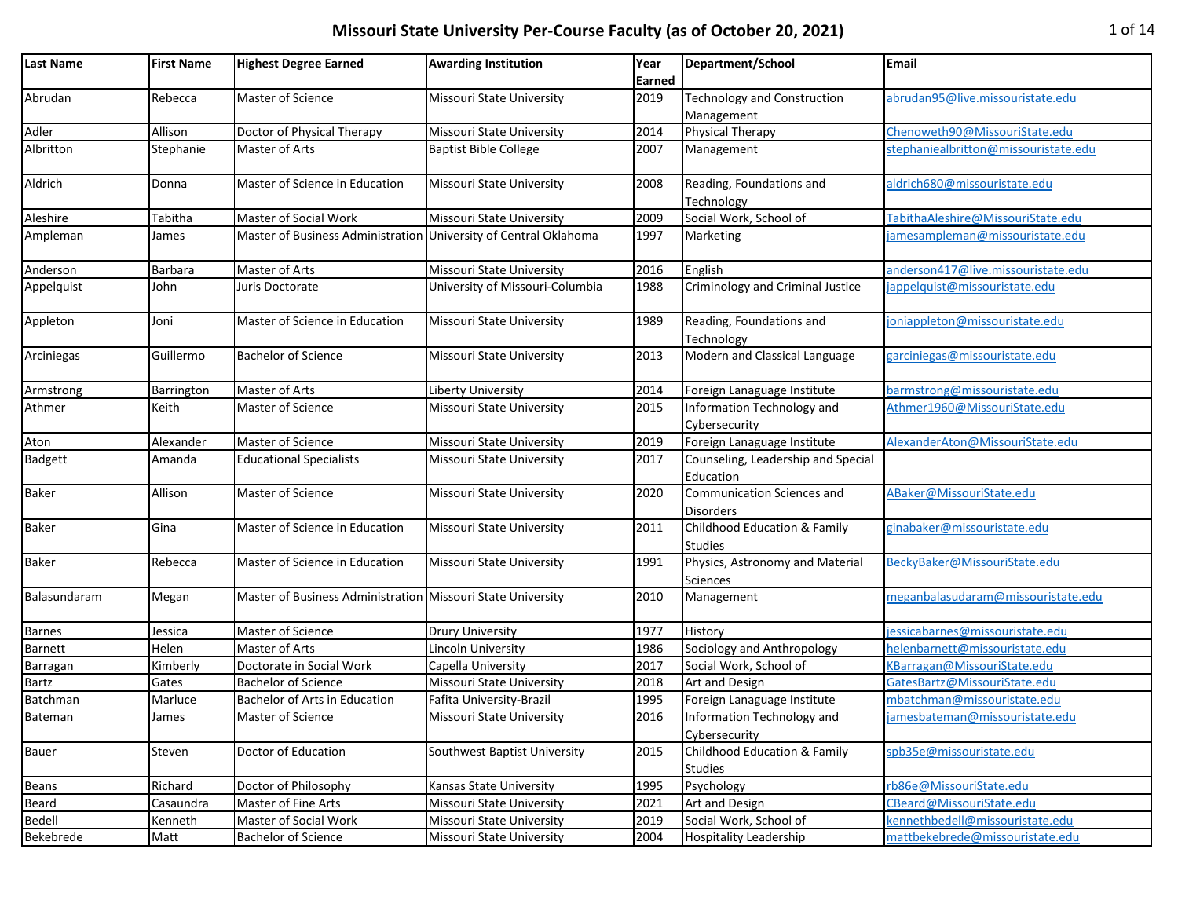# Missouri State University Per-Course Faculty (as of October 20, 2021)

| Last Name | First Name | Highest Degree Earned | Awarding Institution | Year Earned | Department/School | Email |
|---|---|---|---|---|---|---|
| Abrudan | Rebecca | Master of Science | Missouri State University | 2019 | Technology and Construction Management | abrudan95@live.missouristate.edu |
| Adler | Allison | Doctor of Physical Therapy | Missouri State University | 2014 | Physical Therapy | Chenoweth90@MissouriState.edu |
| Albritton | Stephanie | Master of Arts | Baptist Bible College | 2007 | Management | stephaniealbritton@missouristate.edu |
| Aldrich | Donna | Master of Science in Education | Missouri State University | 2008 | Reading, Foundations and Technology | aldrich680@missouristate.edu |
| Aleshire | Tabitha | Master of Social Work | Missouri State University | 2009 | Social Work, School of | TabithaAleshire@MissouriState.edu |
| Ampleman | James | Master of Business Administration | University of Central Oklahoma | 1997 | Marketing | jamesampleman@missouristate.edu |
| Anderson | Barbara | Master of Arts | Missouri State University | 2016 | English | anderson417@live.missouristate.edu |
| Appelquist | John | Juris Doctorate | University of Missouri-Columbia | 1988 | Criminology and Criminal Justice | jappelquist@missouristate.edu |
| Appleton | Joni | Master of Science in Education | Missouri State University | 1989 | Reading, Foundations and Technology | joniappleton@missouristate.edu |
| Arciniegas | Guillermo | Bachelor of Science | Missouri State University | 2013 | Modern and Classical Language | garciniegas@missouristate.edu |
| Armstrong | Barrington | Master of Arts | Liberty University | 2014 | Foreign Lanaguage Institute | barmstrong@missouristate.edu |
| Athmer | Keith | Master of Science | Missouri State University | 2015 | Information Technology and Cybersecurity | Athmer1960@MissouriState.edu |
| Aton | Alexander | Master of Science | Missouri State University | 2019 | Foreign Lanaguage Institute | AlexanderAton@MissouriState.edu |
| Badgett | Amanda | Educational Specialists | Missouri State University | 2017 | Counseling, Leadership and Special Education | |
| Baker | Allison | Master of Science | Missouri State University | 2020 | Communication Sciences and Disorders | ABaker@MissouriState.edu |
| Baker | Gina | Master of Science in Education | Missouri State University | 2011 | Childhood Education & Family Studies | ginabaker@missouristate.edu |
| Baker | Rebecca | Master of Science in Education | Missouri State University | 1991 | Physics, Astronomy and Material Sciences | BeckyBaker@MissouriState.edu |
| Balasundaram | Megan | Master of Business Administration | Missouri State University | 2010 | Management | meganbalasudaram@missouristate.edu |
| Barnes | Jessica | Master of Science | Drury University | 1977 | History | jessicabarnes@missouristate.edu |
| Barnett | Helen | Master of Arts | Lincoln University | 1986 | Sociology and Anthropology | helenbarnett@missouristate.edu |
| Barragan | Kimberly | Doctorate in Social Work | Capella University | 2017 | Social Work, School of | KBarragan@MissouriState.edu |
| Bartz | Gates | Bachelor of Science | Missouri State University | 2018 | Art and Design | GatesBartz@MissouriState.edu |
| Batchman | Marluce | Bachelor of Arts in Education | Fafita University-Brazil | 1995 | Foreign Lanaguage Institute | mbatchman@missouristate.edu |
| Bateman | James | Master of Science | Missouri State University | 2016 | Information Technology and Cybersecurity | jamesbateman@missouristate.edu |
| Bauer | Steven | Doctor of Education | Southwest Baptist University | 2015 | Childhood Education & Family Studies | spb35e@missouristate.edu |
| Beans | Richard | Doctor of Philosophy | Kansas State University | 1995 | Psychology | rb86e@MissouriState.edu |
| Beard | Casaundra | Master of Fine Arts | Missouri State University | 2021 | Art and Design | CBeard@MissouriState.edu |
| Bedell | Kenneth | Master of Social Work | Missouri State University | 2019 | Social Work, School of | kennethbedell@missouristate.edu |
| Bekebrede | Matt | Bachelor of Science | Missouri State University | 2004 | Hospitality Leadership | mattbekebrede@missouristate.edu |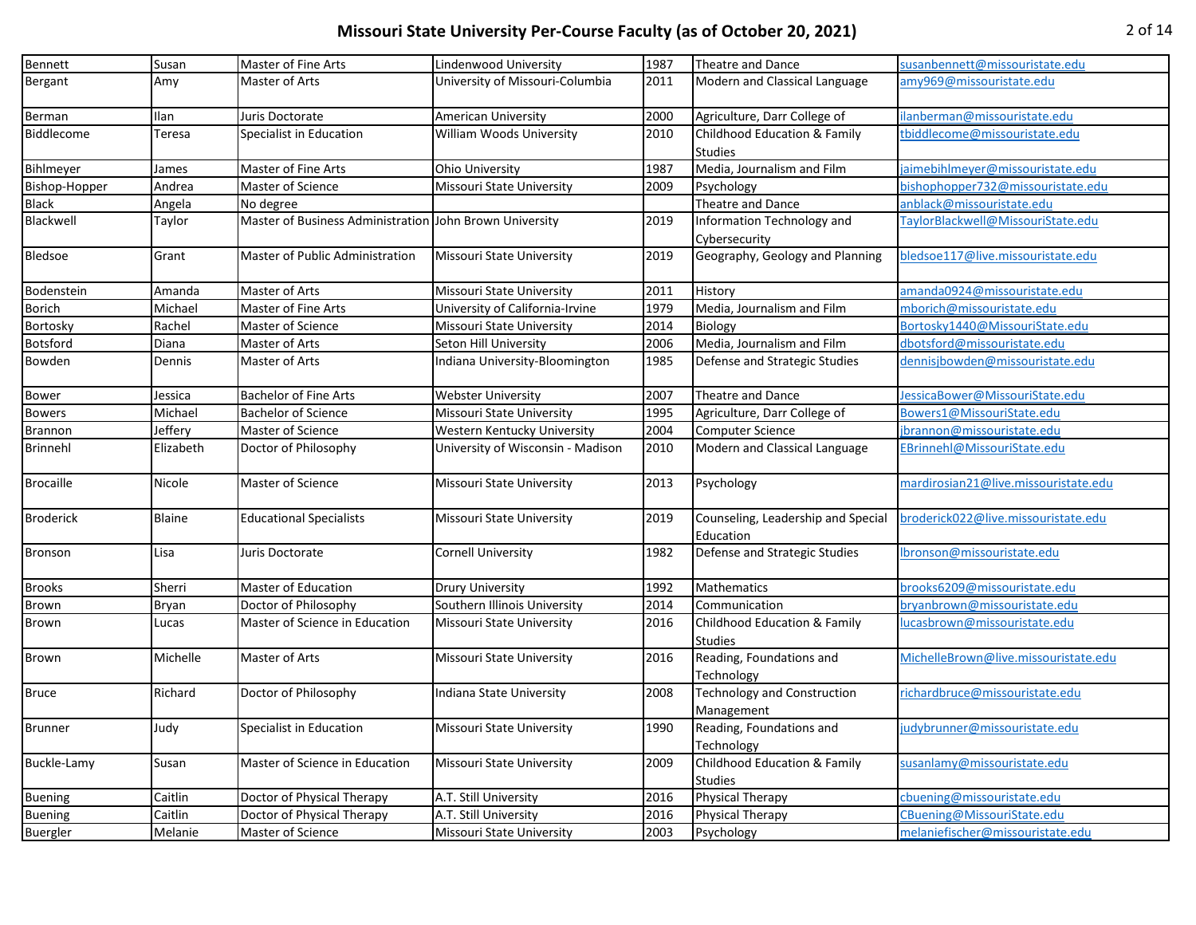# Missouri State University Per-Course Faculty (as of October 20, 2021)

| | | | | | | |
|---|---|---|---|---|---|---|
| Bennett | Susan | Master of Fine Arts | Lindenwood University | 1987 | Theatre and Dance | susanbennett@missouristate.edu |
| Bergant | Amy | Master of Arts | University of Missouri-Columbia | 2011 | Modern and Classical Language | amy969@missouristate.edu |
| Berman | Ilan | Juris Doctorate | American University | 2000 | Agriculture, Darr College of | ilanberman@missouristate.edu |
| Biddlecome | Teresa | Specialist in Education | William Woods University | 2010 | Childhood Education & Family Studies | tbiddlecome@missouristate.edu |
| Bihlmeyer | James | Master of Fine Arts | Ohio University | 1987 | Media, Journalism and Film | jaimebihlmeyer@missouristate.edu |
| Bishop-Hopper | Andrea | Master of Science | Missouri State University | 2009 | Psychology | bishophopper732@missouristate.edu |
| Black | Angela | No degree | | | Theatre and Dance | anblack@missouristate.edu |
| Blackwell | Taylor | Master of Business Administration | John Brown University | 2019 | Information Technology and Cybersecurity | TaylorBlackwell@MissouriState.edu |
| Bledsoe | Grant | Master of Public Administration | Missouri State University | 2019 | Geography, Geology and Planning | bledsoe117@live.missouristate.edu |
| Bodenstein | Amanda | Master of Arts | Missouri State University | 2011 | History | amanda0924@missouristate.edu |
| Borich | Michael | Master of Fine Arts | University of California-Irvine | 1979 | Media, Journalism and Film | mborich@missouristate.edu |
| Bortosky | Rachel | Master of Science | Missouri State University | 2014 | Biology | Bortosky1440@MissouriState.edu |
| Botsford | Diana | Master of Arts | Seton Hill University | 2006 | Media, Journalism and Film | dbotsford@missouristate.edu |
| Bowden | Dennis | Master of Arts | Indiana University-Bloomington | 1985 | Defense and Strategic Studies | dennisjbowden@missouristate.edu |
| Bower | Jessica | Bachelor of Fine Arts | Webster University | 2007 | Theatre and Dance | JessicaBower@MissouriState.edu |
| Bowers | Michael | Bachelor of Science | Missouri State University | 1995 | Agriculture, Darr College of | Bowers1@MissouriState.edu |
| Brannon | Jeffery | Master of Science | Western Kentucky University | 2004 | Computer Science | jbrannon@missouristate.edu |
| Brinnehl | Elizabeth | Doctor of Philosophy | University of Wisconsin - Madison | 2010 | Modern and Classical Language | EBrinnehl@MissouriState.edu |
| Brocaille | Nicole | Master of Science | Missouri State University | 2013 | Psychology | mardirosian21@live.missouristate.edu |
| Broderick | Blaine | Educational Specialists | Missouri State University | 2019 | Counseling, Leadership and Special Education | broderick022@live.missouristate.edu |
| Bronson | Lisa | Juris Doctorate | Cornell University | 1982 | Defense and Strategic Studies | lbronson@missouristate.edu |
| Brooks | Sherri | Master of Education | Drury University | 1992 | Mathematics | brooks6209@missouristate.edu |
| Brown | Bryan | Doctor of Philosophy | Southern Illinois University | 2014 | Communication | bryanbrown@missouristate.edu |
| Brown | Lucas | Master of Science in Education | Missouri State University | 2016 | Childhood Education & Family Studies | lucasbrown@missouristate.edu |
| Brown | Michelle | Master of Arts | Missouri State University | 2016 | Reading, Foundations and Technology | MichelleBrown@live.missouristate.edu |
| Bruce | Richard | Doctor of Philosophy | Indiana State University | 2008 | Technology and Construction Management | richardbruce@missouristate.edu |
| Brunner | Judy | Specialist in Education | Missouri State University | 1990 | Reading, Foundations and Technology | judybrunner@missouristate.edu |
| Buckle-Lamy | Susan | Master of Science in Education | Missouri State University | 2009 | Childhood Education & Family Studies | susanlamy@missouristate.edu |
| Buening | Caitlin | Doctor of Physical Therapy | A.T. Still University | 2016 | Physical Therapy | cbuening@missouristate.edu |
| Buening | Caitlin | Doctor of Physical Therapy | A.T. Still University | 2016 | Physical Therapy | CBuening@MissouriState.edu |
| Buergler | Melanie | Master of Science | Missouri State University | 2003 | Psychology | melaniefischer@missouristate.edu |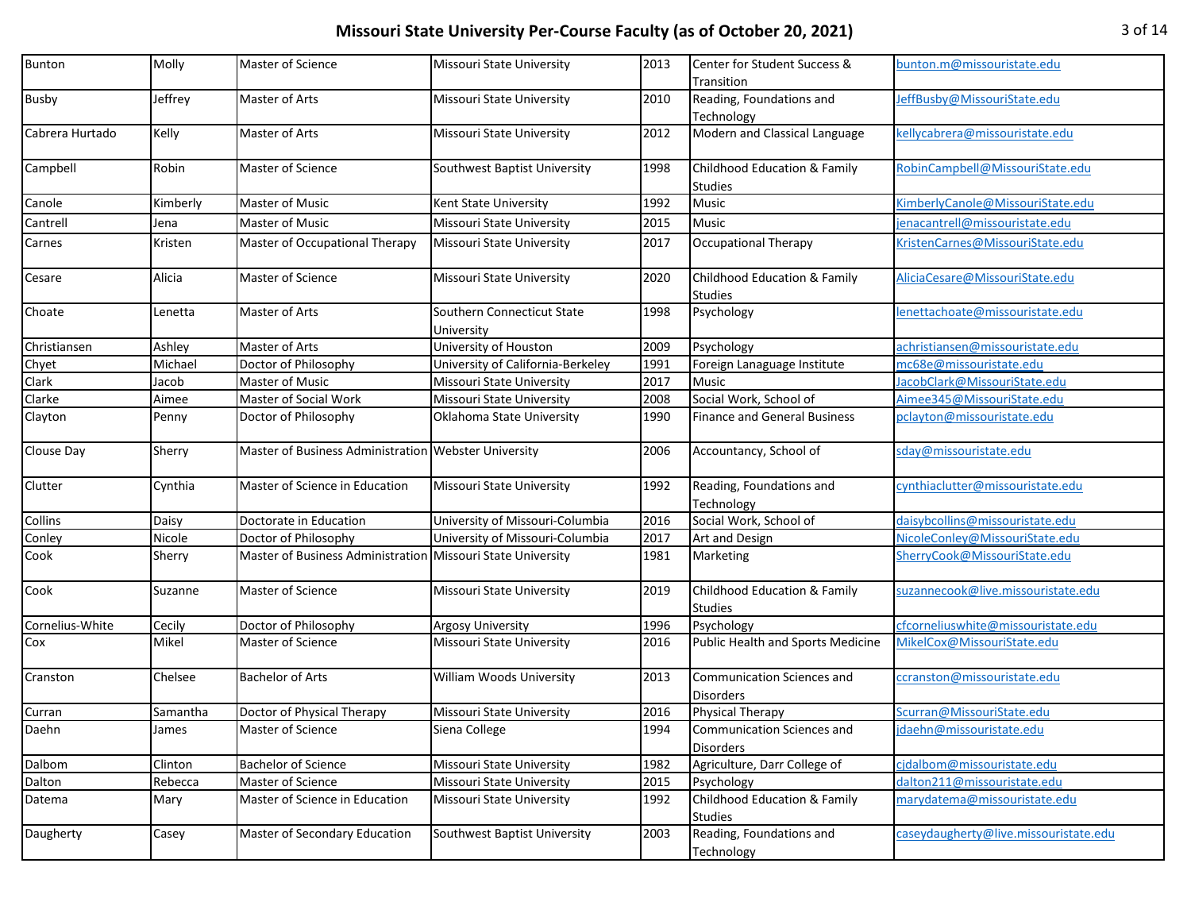# Missouri State University Per-Course Faculty (as of October 20, 2021)

| | | | | | | |
|---|---|---|---|---|---|---|
| Bunton | Molly | Master of Science | Missouri State University | 2013 | Center for Student Success & Transition | bunton.m@missouristate.edu |
| Busby | Jeffrey | Master of Arts | Missouri State University | 2010 | Reading, Foundations and Technology | JeffBusby@MissouriState.edu |
| Cabrera Hurtado | Kelly | Master of Arts | Missouri State University | 2012 | Modern and Classical Language | kellycabrera@missouristate.edu |
| Campbell | Robin | Master of Science | Southwest Baptist University | 1998 | Childhood Education & Family Studies | RobinCampbell@MissouriState.edu |
| Canole | Kimberly | Master of Music | Kent State University | 1992 | Music | KimberlyCanole@MissouriState.edu |
| Cantrell | Jena | Master of Music | Missouri State University | 2015 | Music | jenacantrell@missouristate.edu |
| Carnes | Kristen | Master of Occupational Therapy | Missouri State University | 2017 | Occupational Therapy | KristenCarnes@MissouriState.edu |
| Cesare | Alicia | Master of Science | Missouri State University | 2020 | Childhood Education & Family Studies | AliciaCesare@MissouriState.edu |
| Choate | Lenetta | Master of Arts | Southern Connecticut State University | 1998 | Psychology | lenettachoate@missouristate.edu |
| Christiansen | Ashley | Master of Arts | University of Houston | 2009 | Psychology | achristiansen@missouristate.edu |
| Chyet | Michael | Doctor of Philosophy | University of California-Berkeley | 1991 | Foreign Lanaguage Institute | mc68e@missouristate.edu |
| Clark | Jacob | Master of Music | Missouri State University | 2017 | Music | JacobClark@MissouriState.edu |
| Clarke | Aimee | Master of Social Work | Missouri State University | 2008 | Social Work, School of | Aimee345@MissouriState.edu |
| Clayton | Penny | Doctor of Philosophy | Oklahoma State University | 1990 | Finance and General Business | pclayton@missouristate.edu |
| Clouse Day | Sherry | Master of Business Administration | Webster University | 2006 | Accountancy, School of | sday@missouristate.edu |
| Clutter | Cynthia | Master of Science in Education | Missouri State University | 1992 | Reading, Foundations and Technology | cynthiaclutter@missouristate.edu |
| Collins | Daisy | Doctorate in Education | University of Missouri-Columbia | 2016 | Social Work, School of | daisybcollins@missouristate.edu |
| Conley | Nicole | Doctor of Philosophy | University of Missouri-Columbia | 2017 | Art and Design | NicoleConley@MissouriState.edu |
| Cook | Sherry | Master of Business Administration | Missouri State University | 1981 | Marketing | SherryCook@MissouriState.edu |
| Cook | Suzanne | Master of Science | Missouri State University | 2019 | Childhood Education & Family Studies | suzannecook@live.missouristate.edu |
| Cornelius-White | Cecily | Doctor of Philosophy | Argosy University | 1996 | Psychology | cfcorneliuswhite@missouristate.edu |
| Cox | Mikel | Master of Science | Missouri State University | 2016 | Public Health and Sports Medicine | MikelCox@MissouriState.edu |
| Cranston | Chelsee | Bachelor of Arts | William Woods University | 2013 | Communication Sciences and Disorders | ccranston@missouristate.edu |
| Curran | Samantha | Doctor of Physical Therapy | Missouri State University | 2016 | Physical Therapy | Scurran@MissouriState.edu |
| Daehn | James | Master of Science | Siena College | 1994 | Communication Sciences and Disorders | jdaehn@missouristate.edu |
| Dalbom | Clinton | Bachelor of Science | Missouri State University | 1982 | Agriculture, Darr College of | cjdalbom@missouristate.edu |
| Dalton | Rebecca | Master of Science | Missouri State University | 2015 | Psychology | dalton211@missouristate.edu |
| Datema | Mary | Master of Science in Education | Missouri State University | 1992 | Childhood Education & Family Studies | marydatema@missouristate.edu |
| Daugherty | Casey | Master of Secondary Education | Southwest Baptist University | 2003 | Reading, Foundations and Technology | caseydaugherty@live.missouristate.edu |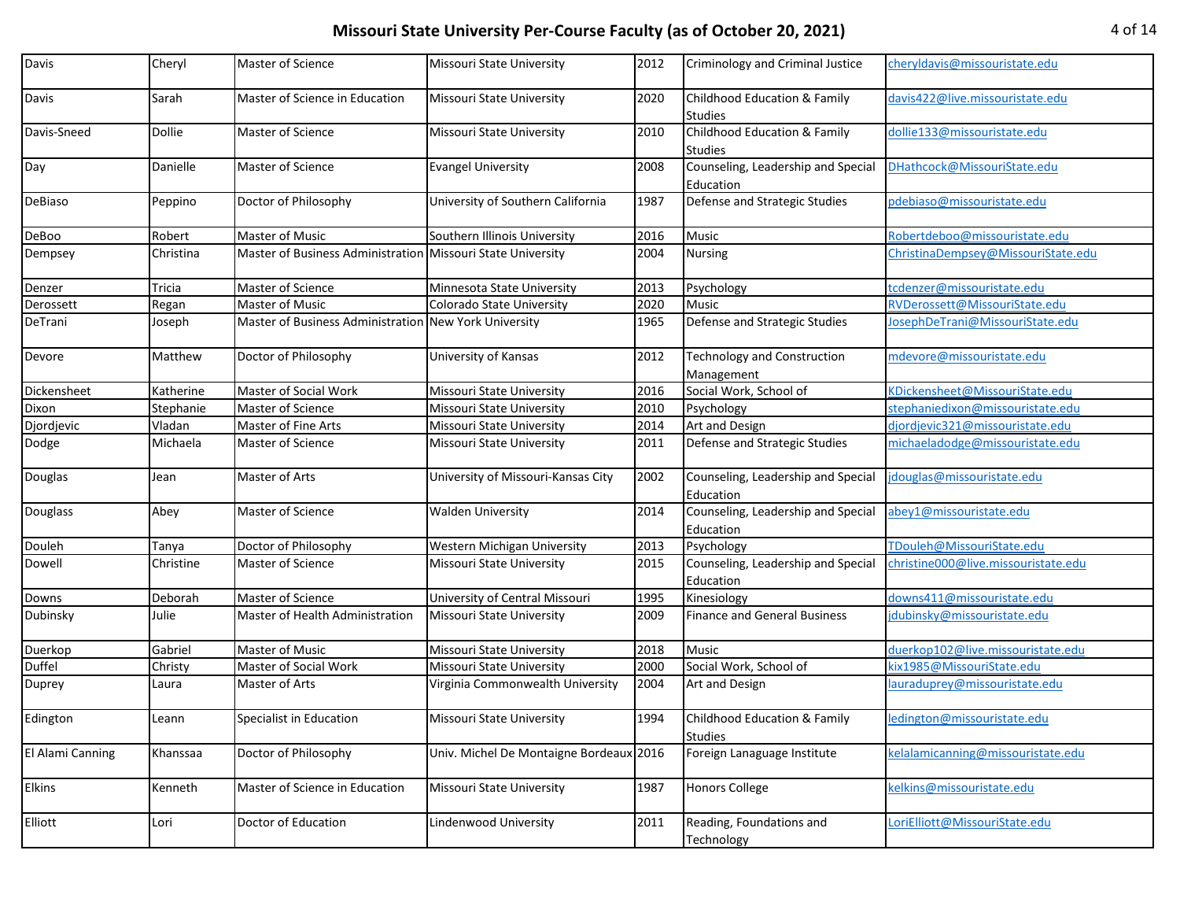# Missouri State University Per-Course Faculty (as of October 20, 2021)

| | | | | | | |
|---|---|---|---|---|---|---|
| Davis | Cheryl | Master of Science | Missouri State University | 2012 | Criminology and Criminal Justice | cheryldavis@missouristate.edu |
| Davis | Sarah | Master of Science in Education | Missouri State University | 2020 | Childhood Education & Family Studies | davis422@live.missouristate.edu |
| Davis-Sneed | Dollie | Master of Science | Missouri State University | 2010 | Childhood Education & Family Studies | dollie133@missouristate.edu |
| Day | Danielle | Master of Science | Evangel University | 2008 | Counseling, Leadership and Special Education | DHathcock@MissouriState.edu |
| DeBiaso | Peppino | Doctor of Philosophy | University of Southern California | 1987 | Defense and Strategic Studies | pdebiaso@missouristate.edu |
| DeBoo | Robert | Master of Music | Southern Illinois University | 2016 | Music | Robertdeboo@missouristate.edu |
| Dempsey | Christina | Master of Business Administration | Missouri State University | 2004 | Nursing | ChristinaDempsey@MissouriState.edu |
| Denzer | Tricia | Master of Science | Minnesota State University | 2013 | Psychology | tcdenzer@missouristate.edu |
| Derossett | Regan | Master of Music | Colorado State University | 2020 | Music | RVDerossett@MissouriState.edu |
| DeTrani | Joseph | Master of Business Administration | New York University | 1965 | Defense and Strategic Studies | JosephDeTrani@MissouriState.edu |
| Devore | Matthew | Doctor of Philosophy | University of Kansas | 2012 | Technology and Construction Management | mdevore@missouristate.edu |
| Dickensheet | Katherine | Master of Social Work | Missouri State University | 2016 | Social Work, School of | KDickensheet@MissouriState.edu |
| Dixon | Stephanie | Master of Science | Missouri State University | 2010 | Psychology | stephaniedixon@missouristate.edu |
| Djordjevic | Vladan | Master of Fine Arts | Missouri State University | 2014 | Art and Design | djordjevic321@missouristate.edu |
| Dodge | Michaela | Master of Science | Missouri State University | 2011 | Defense and Strategic Studies | michaeladodge@missouristate.edu |
| Douglas | Jean | Master of Arts | University of Missouri-Kansas City | 2002 | Counseling, Leadership and Special Education | jdouglas@missouristate.edu |
| Douglass | Abey | Master of Science | Walden University | 2014 | Counseling, Leadership and Special Education | abey1@missouristate.edu |
| Douleh | Tanya | Doctor of Philosophy | Western Michigan University | 2013 | Psychology | TDouleh@MissouriState.edu |
| Dowell | Christine | Master of Science | Missouri State University | 2015 | Counseling, Leadership and Special Education | christine000@live.missouristate.edu |
| Downs | Deborah | Master of Science | University of Central Missouri | 1995 | Kinesiology | downs411@missouristate.edu |
| Dubinsky | Julie | Master of Health Administration | Missouri State University | 2009 | Finance and General Business | jdubinsky@missouristate.edu |
| Duerkop | Gabriel | Master of Music | Missouri State University | 2018 | Music | duerkop102@live.missouristate.edu |
| Duffel | Christy | Master of Social Work | Missouri State University | 2000 | Social Work, School of | kix1985@MissouriState.edu |
| Duprey | Laura | Master of Arts | Virginia Commonwealth University | 2004 | Art and Design | lauraduprey@missouristate.edu |
| Edington | Leann | Specialist in Education | Missouri State University | 1994 | Childhood Education & Family Studies | ledington@missouristate.edu |
| El Alami Canning | Khanssaa | Doctor of Philosophy | Univ. Michel De Montaigne Bordeaux | 2016 | Foreign Lanaguage Institute | kelalamicanning@missouristate.edu |
| Elkins | Kenneth | Master of Science in Education | Missouri State University | 1987 | Honors College | kelkins@missouristate.edu |
| Elliott | Lori | Doctor of Education | Lindenwood University | 2011 | Reading, Foundations and Technology | LoriElliott@MissouriState.edu |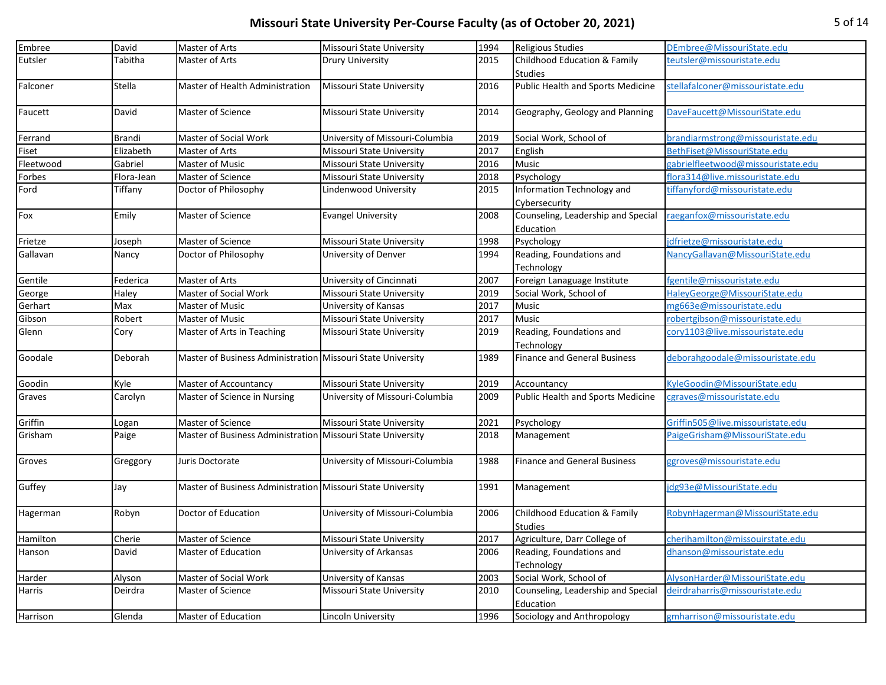# Missouri State University Per-Course Faculty (as of October 20, 2021)

| | | | | | | |
|---|---|---|---|---|---|---|
| Embree | David | Master of Arts | Missouri State University | 1994 | Religious Studies | DEmbree@MissouriState.edu |
| Eutsler | Tabitha | Master of Arts | Drury University | 2015 | Childhood Education & Family Studies | teutsler@missouristate.edu |
| Falconer | Stella | Master of Health Administration | Missouri State University | 2016 | Public Health and Sports Medicine | stellafalconer@missouristate.edu |
| Faucett | David | Master of Science | Missouri State University | 2014 | Geography, Geology and Planning | DaveFaucett@MissouriState.edu |
| Ferrand | Brandi | Master of Social Work | University of Missouri-Columbia | 2019 | Social Work, School of | brandiarmstrong@missouristate.edu |
| Fiset | Elizabeth | Master of Arts | Missouri State University | 2017 | English | BethFiset@MissouriState.edu |
| Fleetwood | Gabriel | Master of Music | Missouri State University | 2016 | Music | gabrielfleetwood@missouristate.edu |
| Forbes | Flora-Jean | Master of Science | Missouri State University | 2018 | Psychology | flora314@live.missouristate.edu |
| Ford | Tiffany | Doctor of Philosophy | Lindenwood University | 2015 | Information Technology and Cybersecurity | tiffanyford@missouristate.edu |
| Fox | Emily | Master of Science | Evangel University | 2008 | Counseling, Leadership and Special Education | raeganfox@missouristate.edu |
| Frietze | Joseph | Master of Science | Missouri State University | 1998 | Psychology | jdfrietze@missouristate.edu |
| Gallavan | Nancy | Doctor of Philosophy | University of Denver | 1994 | Reading, Foundations and Technology | NancyGallavan@MissouriState.edu |
| Gentile | Federica | Master of Arts | University of Cincinnati | 2007 | Foreign Lanaguage Institute | fgentile@missouristate.edu |
| George | Haley | Master of Social Work | Missouri State University | 2019 | Social Work, School of | HaleyGeorge@MissouriState.edu |
| Gerhart | Max | Master of Music | University of Kansas | 2017 | Music | mg663e@missouristate.edu |
| Gibson | Robert | Master of Music | Missouri State University | 2017 | Music | robertgibson@missouristate.edu |
| Glenn | Cory | Master of Arts in Teaching | Missouri State University | 2019 | Reading, Foundations and Technology | cory1103@live.missouristate.edu |
| Goodale | Deborah | Master of Business Administration | Missouri State University | 1989 | Finance and General Business | deborahgoodale@missouristate.edu |
| Goodin | Kyle | Master of Accountancy | Missouri State University | 2019 | Accountancy | KyleGoodin@MissouriState.edu |
| Graves | Carolyn | Master of Science in Nursing | University of Missouri-Columbia | 2009 | Public Health and Sports Medicine | cgraves@missouristate.edu |
| Griffin | Logan | Master of Science | Missouri State University | 2021 | Psychology | Griffin505@live.missouristate.edu |
| Grisham | Paige | Master of Business Administration | Missouri State University | 2018 | Management | PaigeGrisham@MissouriState.edu |
| Groves | Greggory | Juris Doctorate | University of Missouri-Columbia | 1988 | Finance and General Business | ggroves@missouristate.edu |
| Guffey | Jay | Master of Business Administration | Missouri State University | 1991 | Management | jdg93e@MissouriState.edu |
| Hagerman | Robyn | Doctor of Education | University of Missouri-Columbia | 2006 | Childhood Education & Family Studies | RobynHagerman@MissouriState.edu |
| Hamilton | Cherie | Master of Science | Missouri State University | 2017 | Agriculture, Darr College of | cherihamilton@missouirstate.edu |
| Hanson | David | Master of Education | University of Arkansas | 2006 | Reading, Foundations and Technology | dhanson@missouristate.edu |
| Harder | Alyson | Master of Social Work | University of Kansas | 2003 | Social Work, School of | AlysonHarder@MissouriState.edu |
| Harris | Deirdra | Master of Science | Missouri State University | 2010 | Counseling, Leadership and Special Education | deirdraharris@missouristate.edu |
| Harrison | Glenda | Master of Education | Lincoln University | 1996 | Sociology and Anthropology | gmharrison@missouristate.edu |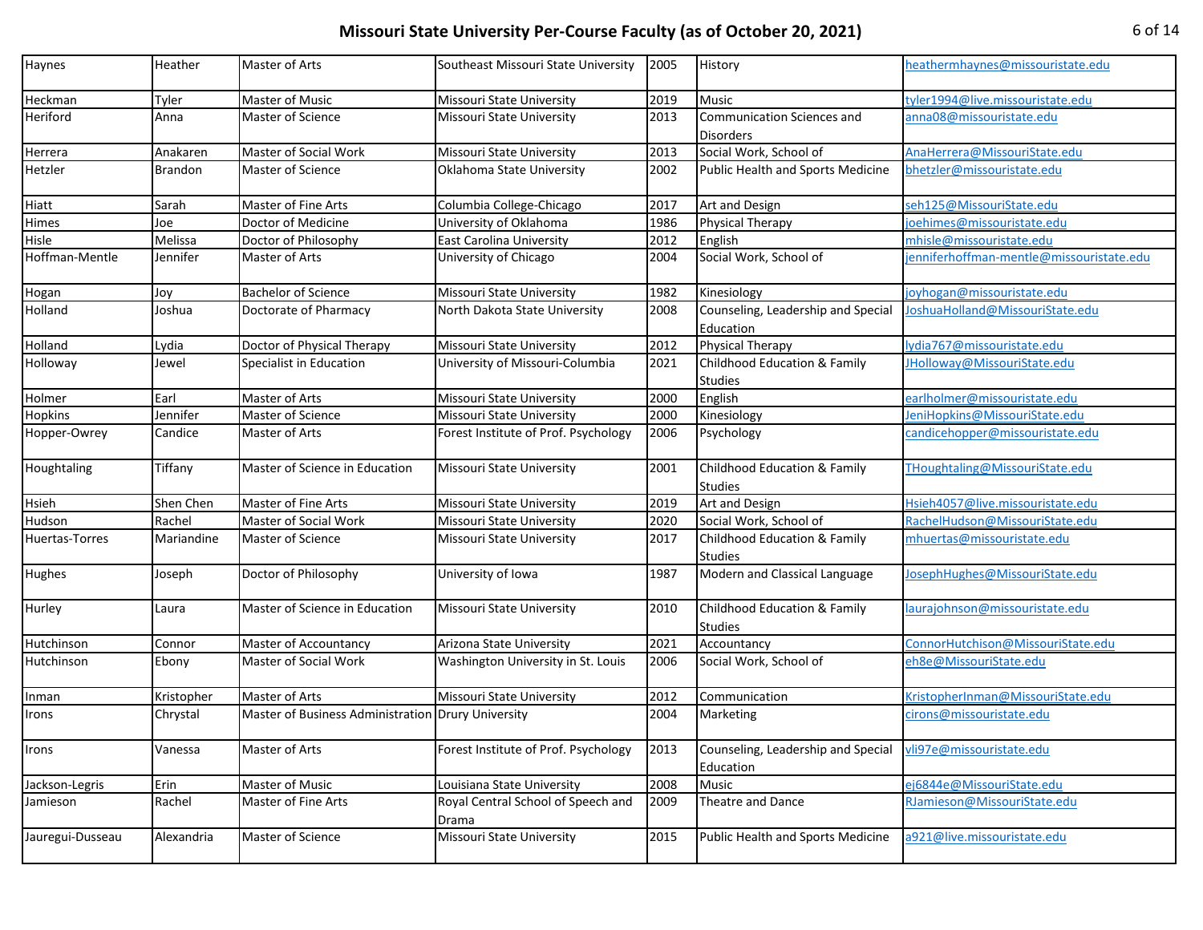# Missouri State University Per-Course Faculty (as of October 20, 2021)

| | | | | | | |
|---|---|---|---|---|---|---|
| Haynes | Heather | Master of Arts | Southeast Missouri State University | 2005 | History | heathermhaynes@missouristate.edu |
| Heckman | Tyler | Master of Music | Missouri State University | 2019 | Music | tyler1994@live.missouristate.edu |
| Heriford | Anna | Master of Science | Missouri State University | 2013 | Communication Sciences and Disorders | anna08@missouristate.edu |
| Herrera | Anakaren | Master of Social Work | Missouri State University | 2013 | Social Work, School of | AnaHerrera@MissouriState.edu |
| Hetzler | Brandon | Master of Science | Oklahoma State University | 2002 | Public Health and Sports Medicine | bhetzler@missouristate.edu |
| Hiatt | Sarah | Master of Fine Arts | Columbia College-Chicago | 2017 | Art and Design | seh125@MissouriState.edu |
| Himes | Joe | Doctor of Medicine | University of Oklahoma | 1986 | Physical Therapy | joehimes@missouristate.edu |
| Hisle | Melissa | Doctor of Philosophy | East Carolina University | 2012 | English | mhisle@missouristate.edu |
| Hoffman-Mentle | Jennifer | Master of Arts | University of Chicago | 2004 | Social Work, School of | jenniferhoffman-mentle@missouristate.edu |
| Hogan | Joy | Bachelor of Science | Missouri State University | 1982 | Kinesiology | joyhogan@missouristate.edu |
| Holland | Joshua | Doctorate of Pharmacy | North Dakota State University | 2008 | Counseling, Leadership and Special Education | JoshuaHolland@MissouriState.edu |
| Holland | Lydia | Doctor of Physical Therapy | Missouri State University | 2012 | Physical Therapy | lydia767@missouristate.edu |
| Holloway | Jewel | Specialist in Education | University of Missouri-Columbia | 2021 | Childhood Education & Family Studies | JHolloway@MissouriState.edu |
| Holmer | Earl | Master of Arts | Missouri State University | 2000 | English | earlholmer@missouristate.edu |
| Hopkins | Jennifer | Master of Science | Missouri State University | 2000 | Kinesiology | JeniHopkins@MissouriState.edu |
| Hopper-Owrey | Candice | Master of Arts | Forest Institute of Prof. Psychology | 2006 | Psychology | candicehopper@missouristate.edu |
| Houghtaling | Tiffany | Master of Science in Education | Missouri State University | 2001 | Childhood Education & Family Studies | THoughtaling@MissouriState.edu |
| Hsieh | Shen Chen | Master of Fine Arts | Missouri State University | 2019 | Art and Design | Hsieh4057@live.missouristate.edu |
| Hudson | Rachel | Master of Social Work | Missouri State University | 2020 | Social Work, School of | RachelHudson@MissouriState.edu |
| Huertas-Torres | Mariandine | Master of Science | Missouri State University | 2017 | Childhood Education & Family Studies | mhuertas@missouristate.edu |
| Hughes | Joseph | Doctor of Philosophy | University of Iowa | 1987 | Modern and Classical Language | JosephHughes@MissouriState.edu |
| Hurley | Laura | Master of Science in Education | Missouri State University | 2010 | Childhood Education & Family Studies | laurajohnson@missouristate.edu |
| Hutchinson | Connor | Master of Accountancy | Arizona State University | 2021 | Accountancy | ConnorHutchison@MissouriState.edu |
| Hutchinson | Ebony | Master of Social Work | Washington University in St. Louis | 2006 | Social Work, School of | eh8e@MissouriState.edu |
| Inman | Kristopher | Master of Arts | Missouri State University | 2012 | Communication | KristopherInman@MissouriState.edu |
| Irons | Chrystal | Master of Business Administration | Drury University | 2004 | Marketing | cirons@missouristate.edu |
| Irons | Vanessa | Master of Arts | Forest Institute of Prof. Psychology | 2013 | Counseling, Leadership and Special Education | vli97e@missouristate.edu |
| Jackson-Legris | Erin | Master of Music | Louisiana State University | 2008 | Music | ej6844e@MissouriState.edu |
| Jamieson | Rachel | Master of Fine Arts | Royal Central School of Speech and Drama | 2009 | Theatre and Dance | RJamieson@MissouriState.edu |
| Jauregui-Dusseau | Alexandria | Master of Science | Missouri State University | 2015 | Public Health and Sports Medicine | a921@live.missouristate.edu |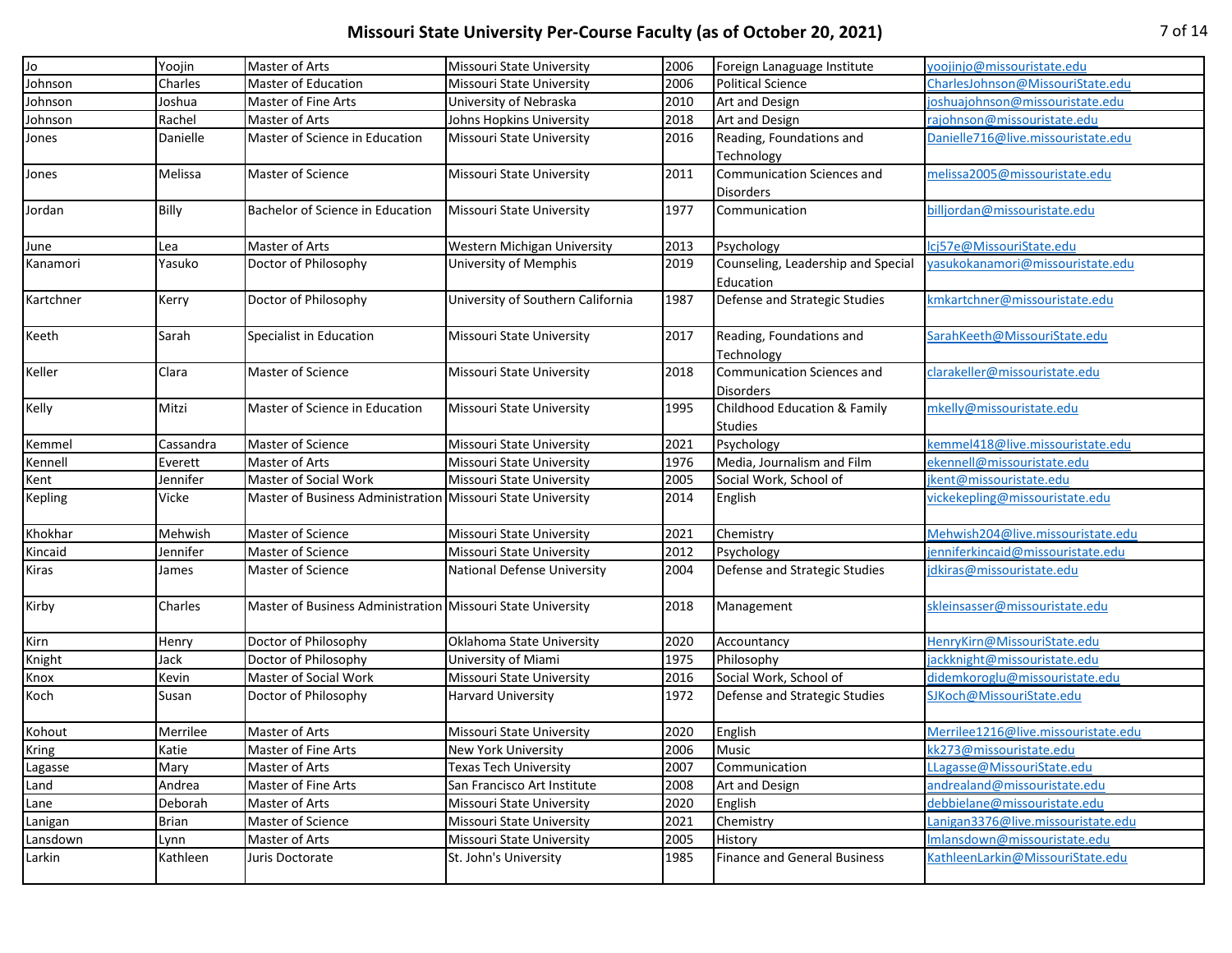# Missouri State University Per-Course Faculty (as of October 20, 2021)

| | | | | | | |
|---|---|---|---|---|---|---|
| Jo | Yoojin | Master of Arts | Missouri State University | 2006 | Foreign Lanaguage Institute | yoojinjo@missouristate.edu |
| Johnson | Charles | Master of Education | Missouri State University | 2006 | Political Science | CharlesJohnson@MissouriState.edu |
| Johnson | Joshua | Master of Fine Arts | University of Nebraska | 2010 | Art and Design | joshuajohnson@missouristate.edu |
| Johnson | Rachel | Master of Arts | Johns Hopkins University | 2018 | Art and Design | rajohnson@missouristate.edu |
| Jones | Danielle | Master of Science in Education | Missouri State University | 2016 | Reading, Foundations and Technology | Danielle716@live.missouristate.edu |
| Jones | Melissa | Master of Science | Missouri State University | 2011 | Communication Sciences and Disorders | melissa2005@missouristate.edu |
| Jordan | Billy | Bachelor of Science in Education | Missouri State University | 1977 | Communication | billjordan@missouristate.edu |
| June | Lea | Master of Arts | Western Michigan University | 2013 | Psychology | lcj57e@MissouriState.edu |
| Kanamori | Yasuko | Doctor of Philosophy | University of Memphis | 2019 | Counseling, Leadership and Special Education | yasukokanamori@missouristate.edu |
| Kartchner | Kerry | Doctor of Philosophy | University of Southern California | 1987 | Defense and Strategic Studies | kmkartchner@missouristate.edu |
| Keeth | Sarah | Specialist in Education | Missouri State University | 2017 | Reading, Foundations and Technology | SarahKeeth@MissouriState.edu |
| Keller | Clara | Master of Science | Missouri State University | 2018 | Communication Sciences and Disorders | clarakeller@missouristate.edu |
| Kelly | Mitzi | Master of Science in Education | Missouri State University | 1995 | Childhood Education & Family Studies | mkelly@missouristate.edu |
| Kemmel | Cassandra | Master of Science | Missouri State University | 2021 | Psychology | kemmel418@live.missouristate.edu |
| Kennell | Everett | Master of Arts | Missouri State University | 1976 | Media, Journalism and Film | ekennell@missouristate.edu |
| Kent | Jennifer | Master of Social Work | Missouri State University | 2005 | Social Work, School of | jkent@missouristate.edu |
| Kepling | Vicke | Master of Business Administration | Missouri State University | 2014 | English | vickekepling@missouristate.edu |
| Khokhar | Mehwish | Master of Science | Missouri State University | 2021 | Chemistry | Mehwish204@live.missouristate.edu |
| Kincaid | Jennifer | Master of Science | Missouri State University | 2012 | Psychology | jenniferkincaid@missouristate.edu |
| Kiras | James | Master of Science | National Defense University | 2004 | Defense and Strategic Studies | jdkiras@missouristate.edu |
| Kirby | Charles | Master of Business Administration | Missouri State University | 2018 | Management | skleinsasser@missouristate.edu |
| Kirn | Henry | Doctor of Philosophy | Oklahoma State University | 2020 | Accountancy | HenryKirn@MissouriState.edu |
| Knight | Jack | Doctor of Philosophy | University of Miami | 1975 | Philosophy | jackknight@missouristate.edu |
| Knox | Kevin | Master of Social Work | Missouri State University | 2016 | Social Work, School of | didemkoroglu@missouristate.edu |
| Koch | Susan | Doctor of Philosophy | Harvard University | 1972 | Defense and Strategic Studies | SJKoch@MissouriState.edu |
| Kohout | Merrilee | Master of Arts | Missouri State University | 2020 | English | Merrilee1216@live.missouristate.edu |
| Kring | Katie | Master of Fine Arts | New York University | 2006 | Music | kk273@missouristate.edu |
| Lagasse | Mary | Master of Arts | Texas Tech University | 2007 | Communication | LLagasse@MissouriState.edu |
| Land | Andrea | Master of Fine Arts | San Francisco Art Institute | 2008 | Art and Design | andrealand@missouristate.edu |
| Lane | Deborah | Master of Arts | Missouri State University | 2020 | English | debbielane@missouristate.edu |
| Lanigan | Brian | Master of Science | Missouri State University | 2021 | Chemistry | Lanigan3376@live.missouristate.edu |
| Lansdown | Lynn | Master of Arts | Missouri State University | 2005 | History | lmlansdown@missouristate.edu |
| Larkin | Kathleen | Juris Doctorate | St. John's University | 1985 | Finance and General Business | KathleenLarkin@MissouriState.edu |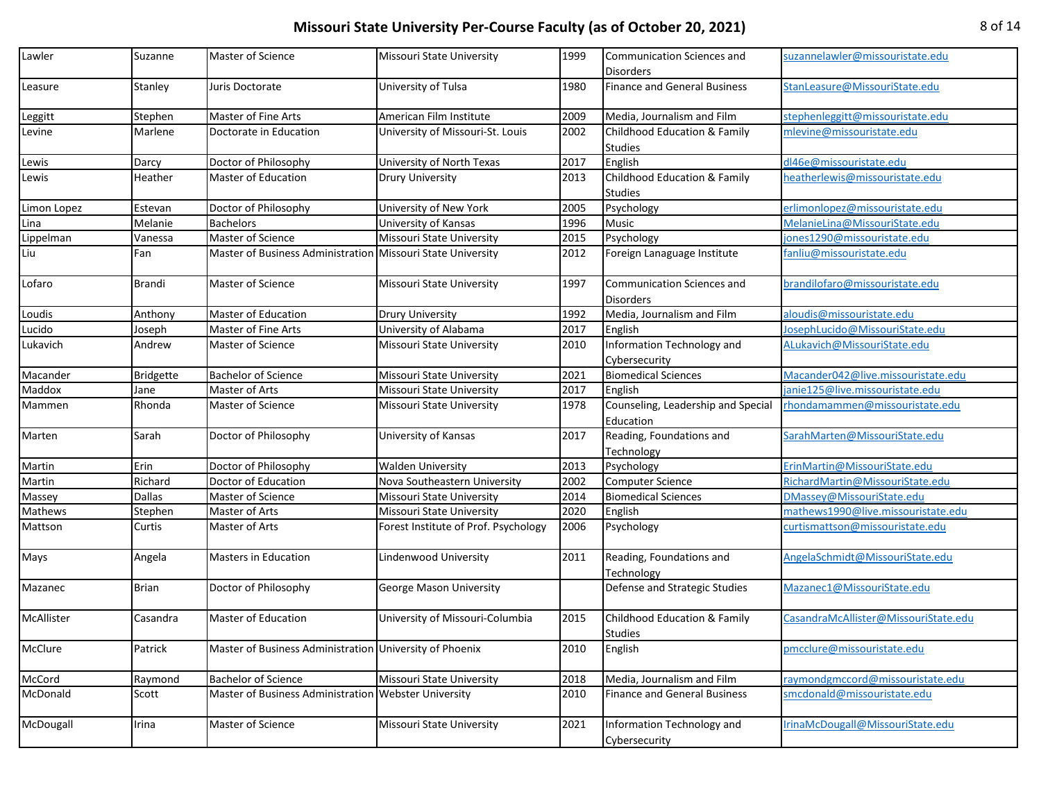# Missouri State University Per-Course Faculty (as of October 20, 2021)

| | | | | | | |
|---|---|---|---|---|---|---|
| Lawler | Suzanne | Master of Science | Missouri State University | 1999 | Communication Sciences and Disorders | suzannelawler@missouristate.edu |
| Leasure | Stanley | Juris Doctorate | University of Tulsa | 1980 | Finance and General Business | StanLeasure@MissouriState.edu |
| Leggitt | Stephen | Master of Fine Arts | American Film Institute | 2009 | Media, Journalism and Film | stephenleggitt@missouristate.edu |
| Levine | Marlene | Doctorate in Education | University of Missouri-St. Louis | 2002 | Childhood Education & Family Studies | mlevine@missouristate.edu |
| Lewis | Darcy | Doctor of Philosophy | University of North Texas | 2017 | English | dl46e@missouristate.edu |
| Lewis | Heather | Master of Education | Drury University | 2013 | Childhood Education & Family Studies | heatherlewis@missouristate.edu |
| Limon Lopez | Estevan | Doctor of Philosophy | University of New York | 2005 | Psychology | erlimonlopez@missouristate.edu |
| Lina | Melanie | Bachelors | University of Kansas | 1996 | Music | MelanieLina@MissouriState.edu |
| Lippelman | Vanessa | Master of Science | Missouri State University | 2015 | Psychology | jones1290@missouristate.edu |
| Liu | Fan | Master of Business Administration | Missouri State University | 2012 | Foreign Lanaguage Institute | fanliu@missouristate.edu |
| Lofaro | Brandi | Master of Science | Missouri State University | 1997 | Communication Sciences and Disorders | brandilofaro@missouristate.edu |
| Loudis | Anthony | Master of Education | Drury University | 1992 | Media, Journalism and Film | aloudis@missouristate.edu |
| Lucido | Joseph | Master of Fine Arts | University of Alabama | 2017 | English | JosephLucido@MissouriState.edu |
| Lukavich | Andrew | Master of Science | Missouri State University | 2010 | Information Technology and Cybersecurity | ALukavich@MissouriState.edu |
| Macander | Bridgette | Bachelor of Science | Missouri State University | 2021 | Biomedical Sciences | Macander042@live.missouristate.edu |
| Maddox | Jane | Master of Arts | Missouri State University | 2017 | English | janie125@live.missouristate.edu |
| Mammen | Rhonda | Master of Science | Missouri State University | 1978 | Counseling, Leadership and Special Education | rhondamammen@missouristate.edu |
| Marten | Sarah | Doctor of Philosophy | University of Kansas | 2017 | Reading, Foundations and Technology | SarahMarten@MissouriState.edu |
| Martin | Erin | Doctor of Philosophy | Walden University | 2013 | Psychology | ErinMartin@MissouriState.edu |
| Martin | Richard | Doctor of Education | Nova Southeastern University | 2002 | Computer Science | RichardMartin@MissouriState.edu |
| Massey | Dallas | Master of Science | Missouri State University | 2014 | Biomedical Sciences | DMassey@MissouriState.edu |
| Mathews | Stephen | Master of Arts | Missouri State University | 2020 | English | mathews1990@live.missouristate.edu |
| Mattson | Curtis | Master of Arts | Forest Institute of Prof. Psychology | 2006 | Psychology | curtismattson@missouristate.edu |
| Mays | Angela | Masters in Education | Lindenwood University | 2011 | Reading, Foundations and Technology | AngelaSchmidt@MissouriState.edu |
| Mazanec | Brian | Doctor of Philosophy | George Mason University | | Defense and Strategic Studies | Mazanec1@MissouriState.edu |
| McAllister | Casandra | Master of Education | University of Missouri-Columbia | 2015 | Childhood Education & Family Studies | CasandraMcAllister@MissouriState.edu |
| McClure | Patrick | Master of Business Administration | University of Phoenix | 2010 | English | pmcclure@missouristate.edu |
| McCord | Raymond | Bachelor of Science | Missouri State University | 2018 | Media, Journalism and Film | raymondgmccord@missouristate.edu |
| McDonald | Scott | Master of Business Administration | Webster University | 2010 | Finance and General Business | smcdonald@missouristate.edu |
| McDougall | Irina | Master of Science | Missouri State University | 2021 | Information Technology and Cybersecurity | IrinaMcDougall@MissouriState.edu |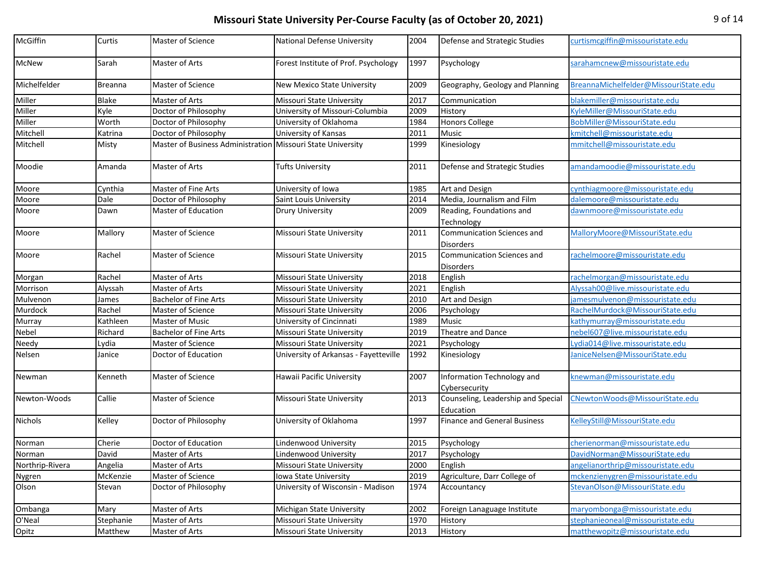# Missouri State University Per-Course Faculty (as of October 20, 2021)

| | | | | | | |
|---|---|---|---|---|---|---|
| McGiffin | Curtis | Master of Science | National Defense University | 2004 | Defense and Strategic Studies | curtismcgiffin@missouristate.edu |
| McNew | Sarah | Master of Arts | Forest Institute of Prof. Psychology | 1997 | Psychology | sarahamcnew@missouristate.edu |
| Michelfelder | Breanna | Master of Science | New Mexico State University | 2009 | Geography, Geology and Planning | BreannaMichelfelder@MissouriState.edu |
| Miller | Blake | Master of Arts | Missouri State University | 2017 | Communication | blakemiller@missouristate.edu |
| Miller | Kyle | Doctor of Philosophy | University of Missouri-Columbia | 2009 | History | KyleMiller@MissouriState.edu |
| Miller | Worth | Doctor of Philosophy | University of Oklahoma | 1984 | Honors College | BobMiller@MissouriState.edu |
| Mitchell | Katrina | Doctor of Philosophy | University of Kansas | 2011 | Music | kmitchell@missouristate.edu |
| Mitchell | Misty | Master of Business Administration | Missouri State University | 1999 | Kinesiology | mmitchell@missouristate.edu |
| Moodie | Amanda | Master of Arts | Tufts University | 2011 | Defense and Strategic Studies | amandamoodie@missouristate.edu |
| Moore | Cynthia | Master of Fine Arts | University of Iowa | 1985 | Art and Design | cynthiagmoore@missouristate.edu |
| Moore | Dale | Doctor of Philosophy | Saint Louis University | 2014 | Media, Journalism and Film | dalemoore@missouristate.edu |
| Moore | Dawn | Master of Education | Drury University | 2009 | Reading, Foundations and Technology | dawnmoore@missouristate.edu |
| Moore | Mallory | Master of Science | Missouri State University | 2011 | Communication Sciences and Disorders | MalloryMoore@MissouriState.edu |
| Moore | Rachel | Master of Science | Missouri State University | 2015 | Communication Sciences and Disorders | rachelmoore@missouristate.edu |
| Morgan | Rachel | Master of Arts | Missouri State University | 2018 | English | rachelmorgan@missouristate.edu |
| Morrison | Alyssah | Master of Arts | Missouri State University | 2021 | English | Alyssah00@live.missouristate.edu |
| Mulvenon | James | Bachelor of Fine Arts | Missouri State University | 2010 | Art and Design | jamesmulvenon@missouristate.edu |
| Murdock | Rachel | Master of Science | Missouri State University | 2006 | Psychology | RachelMurdock@MissouriState.edu |
| Murray | Kathleen | Master of Music | University of Cincinnati | 1989 | Music | kathymurray@missouristate.edu |
| Nebel | Richard | Bachelor of Fine Arts | Missouri State University | 2019 | Theatre and Dance | nebel607@live.missouristate.edu |
| Needy | Lydia | Master of Science | Missouri State University | 2021 | Psychology | Lydia014@live.missouristate.edu |
| Nelsen | Janice | Doctor of Education | University of Arkansas - Fayetteville | 1992 | Kinesiology | JaniceNelsen@MissouriState.edu |
| Newman | Kenneth | Master of Science | Hawaii Pacific University | 2007 | Information Technology and Cybersecurity | knewman@missouristate.edu |
| Newton-Woods | Callie | Master of Science | Missouri State University | 2013 | Counseling, Leadership and Special Education | CNewtonWoods@MissouriState.edu |
| Nichols | Kelley | Doctor of Philosophy | University of Oklahoma | 1997 | Finance and General Business | KelleyStill@MissouriState.edu |
| Norman | Cherie | Doctor of Education | Lindenwood University | 2015 | Psychology | cherienorman@missouristate.edu |
| Norman | David | Master of Arts | Lindenwood University | 2017 | Psychology | DavidNorman@MissouriState.edu |
| Northrip-Rivera | Angelia | Master of Arts | Missouri State University | 2000 | English | angelianorthrip@missouristate.edu |
| Nygren | McKenzie | Master of Science | Iowa State University | 2019 | Agriculture, Darr College of | mckenzienygren@missouristate.edu |
| Olson | Stevan | Doctor of Philosophy | University of Wisconsin - Madison | 1974 | Accountancy | StevanOlson@MissouriState.edu |
| Ombanga | Mary | Master of Arts | Michigan State University | 2002 | Foreign Lanaguage Institute | maryombonga@missouristate.edu |
| O'Neal | Stephanie | Master of Arts | Missouri State University | 1970 | History | stephanieoneal@missouristate.edu |
| Opitz | Matthew | Master of Arts | Missouri State University | 2013 | History | matthewopitz@missouristate.edu |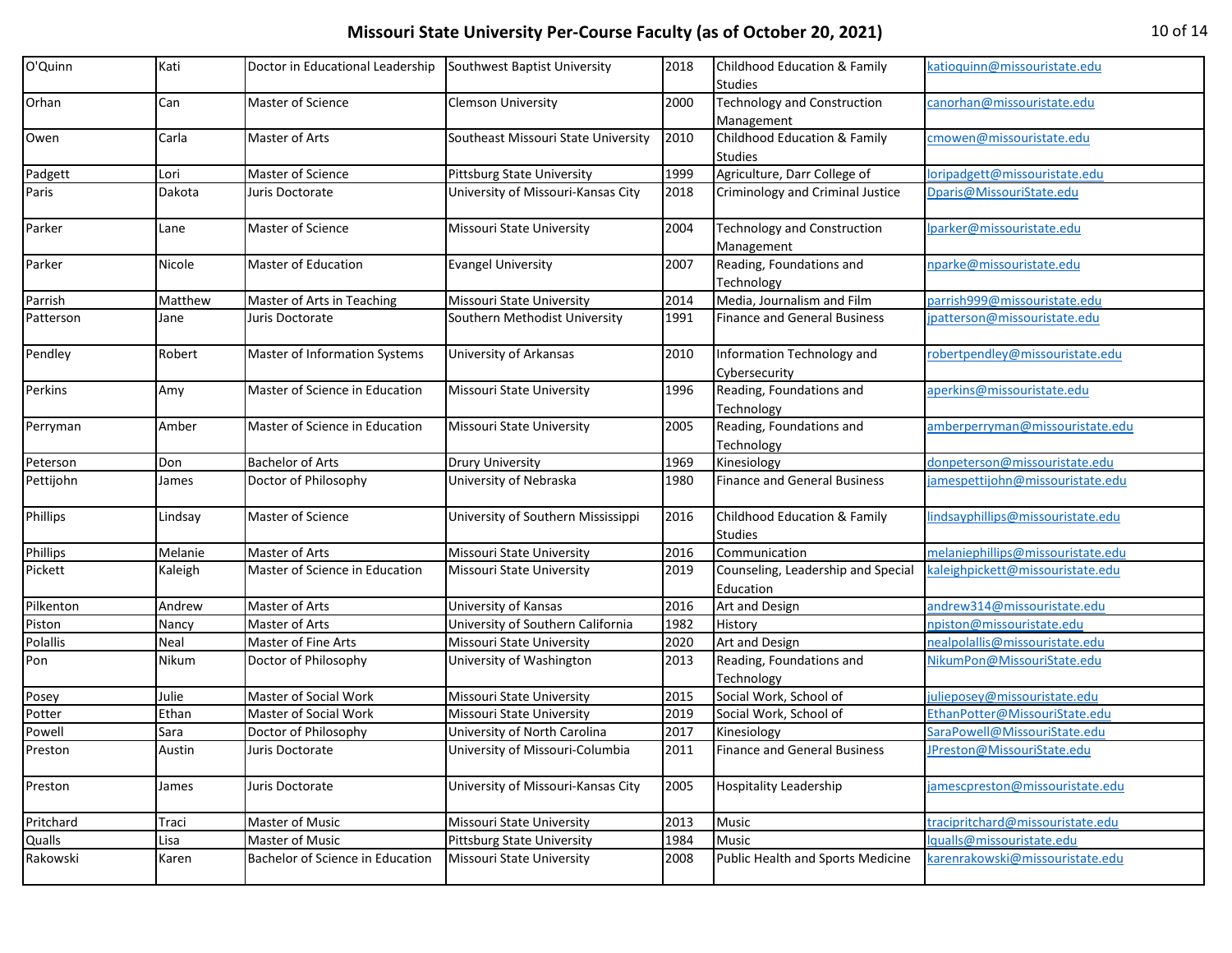# Missouri State University Per-Course Faculty (as of October 20, 2021)

| | | | | | | |
|---|---|---|---|---|---|---|
| O'Quinn | Kati | Doctor in Educational Leadership | Southwest Baptist University | 2018 | Childhood Education & Family Studies | katioquinn@missouristate.edu |
| Orhan | Can | Master of Science | Clemson University | 2000 | Technology and Construction Management | canorhan@missouristate.edu |
| Owen | Carla | Master of Arts | Southeast Missouri State University | 2010 | Childhood Education & Family Studies | cmowen@missouristate.edu |
| Padgett | Lori | Master of Science | Pittsburg State University | 1999 | Agriculture, Darr College of | loripadgett@missouristate.edu |
| Paris | Dakota | Juris Doctorate | University of Missouri-Kansas City | 2018 | Criminology and Criminal Justice | Dparis@MissouriState.edu |
| Parker | Lane | Master of Science | Missouri State University | 2004 | Technology and Construction Management | lparker@missouristate.edu |
| Parker | Nicole | Master of Education | Evangel University | 2007 | Reading, Foundations and Technology | nparke@missouristate.edu |
| Parrish | Matthew | Master of Arts in Teaching | Missouri State University | 2014 | Media, Journalism and Film | parrish999@missouristate.edu |
| Patterson | Jane | Juris Doctorate | Southern Methodist University | 1991 | Finance and General Business | jpatterson@missouristate.edu |
| Pendley | Robert | Master of Information Systems | University of Arkansas | 2010 | Information Technology and Cybersecurity | robertpendley@missouristate.edu |
| Perkins | Amy | Master of Science in Education | Missouri State University | 1996 | Reading, Foundations and Technology | aperkins@missouristate.edu |
| Perryman | Amber | Master of Science in Education | Missouri State University | 2005 | Reading, Foundations and Technology | amberperryman@missouristate.edu |
| Peterson | Don | Bachelor of Arts | Drury University | 1969 | Kinesiology | donpeterson@missouristate.edu |
| Pettijohn | James | Doctor of Philosophy | University of Nebraska | 1980 | Finance and General Business | jamespettijohn@missouristate.edu |
| Phillips | Lindsay | Master of Science | University of Southern Mississippi | 2016 | Childhood Education & Family Studies | lindsayphillips@missouristate.edu |
| Phillips | Melanie | Master of Arts | Missouri State University | 2016 | Communication | melaniephillips@missouristate.edu |
| Pickett | Kaleigh | Master of Science in Education | Missouri State University | 2019 | Counseling, Leadership and Special Education | kaleighpickett@missouristate.edu |
| Pilkenton | Andrew | Master of Arts | University of Kansas | 2016 | Art and Design | andrew314@missouristate.edu |
| Piston | Nancy | Master of Arts | University of Southern California | 1982 | History | npiston@missouristate.edu |
| Polallis | Neal | Master of Fine Arts | Missouri State University | 2020 | Art and Design | nealpolallis@missouristate.edu |
| Pon | Nikum | Doctor of Philosophy | University of Washington | 2013 | Reading, Foundations and Technology | NikumPon@MissouriState.edu |
| Posey | Julie | Master of Social Work | Missouri State University | 2015 | Social Work, School of | julieposey@missouristate.edu |
| Potter | Ethan | Master of Social Work | Missouri State University | 2019 | Social Work, School of | EthanPotter@MissouriState.edu |
| Powell | Sara | Doctor of Philosophy | University of North Carolina | 2017 | Kinesiology | SaraPowell@MissouriState.edu |
| Preston | Austin | Juris Doctorate | University of Missouri-Columbia | 2011 | Finance and General Business | JPreston@MissouriState.edu |
| Preston | James | Juris Doctorate | University of Missouri-Kansas City | 2005 | Hospitality Leadership | jamescpreston@missouristate.edu |
| Pritchard | Traci | Master of Music | Missouri State University | 2013 | Music | tracipritchard@missouristate.edu |
| Qualls | Lisa | Master of Music | Pittsburg State University | 1984 | Music | lqualls@missouristate.edu |
| Rakowski | Karen | Bachelor of Science in Education | Missouri State University | 2008 | Public Health and Sports Medicine | karenrakowski@missouristate.edu |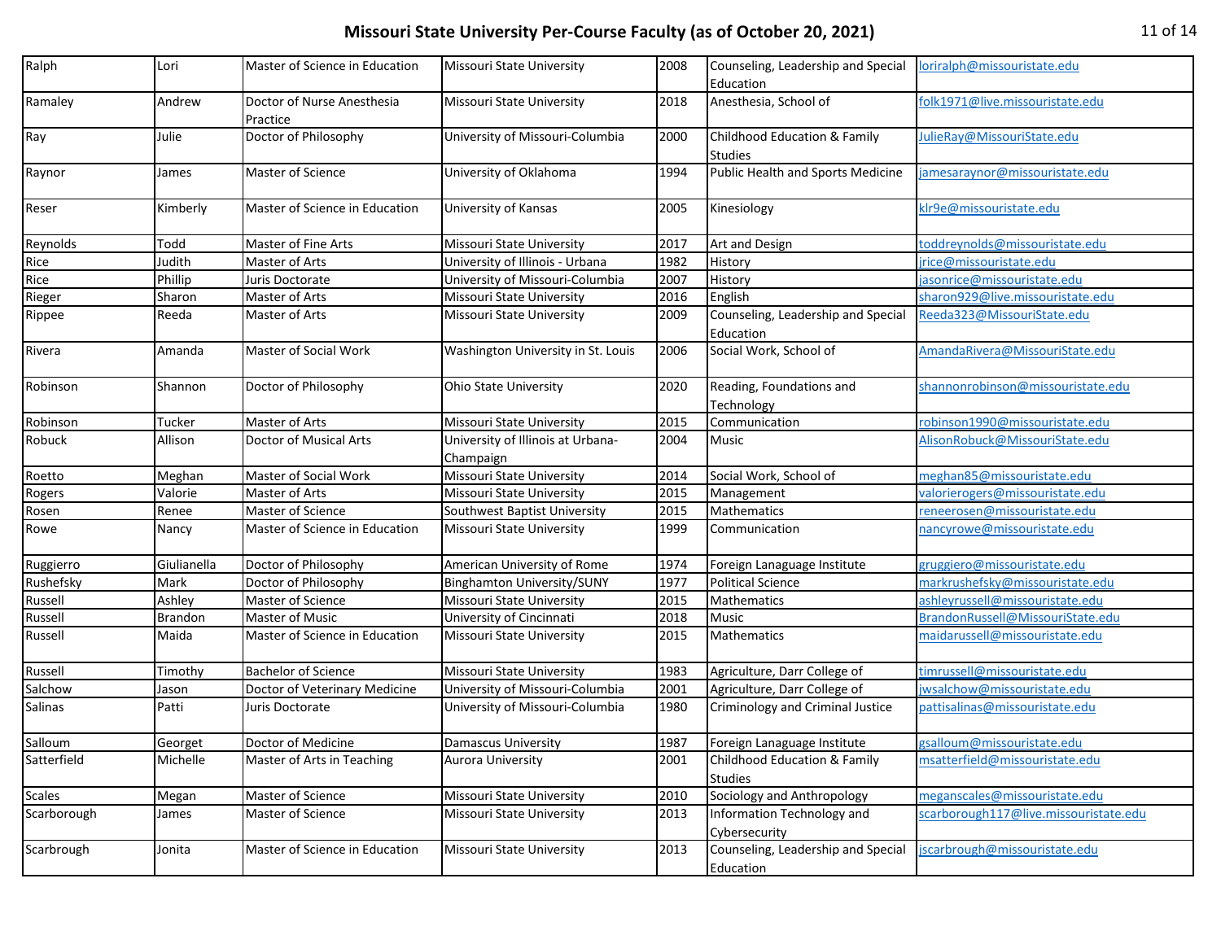# Missouri State University Per-Course Faculty (as of October 20, 2021)

| | | | | | | |
|---|---|---|---|---|---|---|
| Ralph | Lori | Master of Science in Education | Missouri State University | 2008 | Counseling, Leadership and Special Education | loriralph@missouristate.edu |
| Ramaley | Andrew | Doctor of Nurse Anesthesia Practice | Missouri State University | 2018 | Anesthesia, School of | folk1971@live.missouristate.edu |
| Ray | Julie | Doctor of Philosophy | University of Missouri-Columbia | 2000 | Childhood Education & Family Studies | JulieRay@MissouriState.edu |
| Raynor | James | Master of Science | University of Oklahoma | 1994 | Public Health and Sports Medicine | jamesaraynor@missouristate.edu |
| Reser | Kimberly | Master of Science in Education | University of Kansas | 2005 | Kinesiology | klr9e@missouristate.edu |
| Reynolds | Todd | Master of Fine Arts | Missouri State University | 2017 | Art and Design | toddreynolds@missouristate.edu |
| Rice | Judith | Master of Arts | University of Illinois - Urbana | 1982 | History | jrice@missouristate.edu |
| Rice | Phillip | Juris Doctorate | University of Missouri-Columbia | 2007 | History | jasonrice@missouristate.edu |
| Rieger | Sharon | Master of Arts | Missouri State University | 2016 | English | sharon929@live.missouristate.edu |
| Rippee | Reeda | Master of Arts | Missouri State University | 2009 | Counseling, Leadership and Special Education | Reeda323@MissouriState.edu |
| Rivera | Amanda | Master of Social Work | Washington University in St. Louis | 2006 | Social Work, School of | AmandaRivera@MissouriState.edu |
| Robinson | Shannon | Doctor of Philosophy | Ohio State University | 2020 | Reading, Foundations and Technology | shannonrobinson@missouristate.edu |
| Robinson | Tucker | Master of Arts | Missouri State University | 2015 | Communication | robinson1990@missouristate.edu |
| Robuck | Allison | Doctor of Musical Arts | University of Illinois at Urbana-Champaign | 2004 | Music | AlisonRobuck@MissouriState.edu |
| Roetto | Meghan | Master of Social Work | Missouri State University | 2014 | Social Work, School of | meghan85@missouristate.edu |
| Rogers | Valorie | Master of Arts | Missouri State University | 2015 | Management | valorierogers@missouristate.edu |
| Rosen | Renee | Master of Science | Southwest Baptist University | 2015 | Mathematics | reneerosen@missouristate.edu |
| Rowe | Nancy | Master of Science in Education | Missouri State University | 1999 | Communication | nancyrowe@missouristate.edu |
| Ruggierro | Giulianella | Doctor of Philosophy | American University of Rome | 1974 | Foreign Lanaguage Institute | gruggiero@missouristate.edu |
| Rushefsky | Mark | Doctor of Philosophy | Binghamton University/SUNY | 1977 | Political Science | markrushefsky@missouristate.edu |
| Russell | Ashley | Master of Science | Missouri State University | 2015 | Mathematics | ashleyrussell@missouristate.edu |
| Russell | Brandon | Master of Music | University of Cincinnati | 2018 | Music | BrandonRussell@MissouriState.edu |
| Russell | Maida | Master of Science in Education | Missouri State University | 2015 | Mathematics | maidarussell@missouristate.edu |
| Russell | Timothy | Bachelor of Science | Missouri State University | 1983 | Agriculture, Darr College of | timrussell@missouristate.edu |
| Salchow | Jason | Doctor of Veterinary Medicine | University of Missouri-Columbia | 2001 | Agriculture, Darr College of | jwsalchow@missouristate.edu |
| Salinas | Patti | Juris Doctorate | University of Missouri-Columbia | 1980 | Criminology and Criminal Justice | pattisalinas@missouristate.edu |
| Salloum | Georget | Doctor of Medicine | Damascus University | 1987 | Foreign Lanaguage Institute | gsalloum@missouristate.edu |
| Satterfield | Michelle | Master of Arts in Teaching | Aurora University | 2001 | Childhood Education & Family Studies | msatterfield@missouristate.edu |
| Scales | Megan | Master of Science | Missouri State University | 2010 | Sociology and Anthropology | meganscales@missouristate.edu |
| Scarborough | James | Master of Science | Missouri State University | 2013 | Information Technology and Cybersecurity | scarborough117@live.missouristate.edu |
| Scarbrough | Jonita | Master of Science in Education | Missouri State University | 2013 | Counseling, Leadership and Special Education | jscarbrough@missouristate.edu |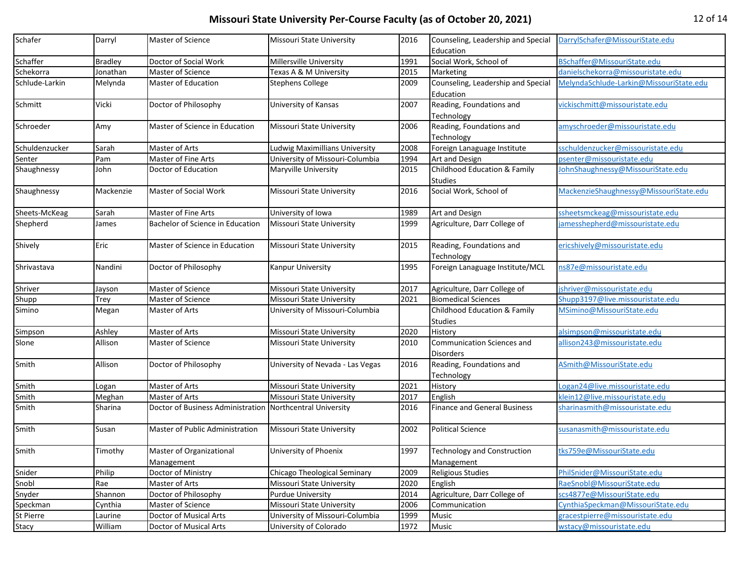# Missouri State University Per-Course Faculty (as of October 20, 2021)

| | | | | | | |
|---|---|---|---|---|---|---|
| Schafer | Darryl | Master of Science | Missouri State University | 2016 | Counseling, Leadership and Special Education | DarrylSchafer@MissouriState.edu |
| Schaffer | Bradley | Doctor of Social Work | Millersville University | 1991 | Social Work, School of | BSchaffer@MissouriState.edu |
| Schekorra | Jonathan | Master of Science | Texas A & M University | 2015 | Marketing | danielschekorra@missouristate.edu |
| Schlude-Larkin | Melynda | Master of Education | Stephens College | 2009 | Counseling, Leadership and Special Education | MelyndaSchlude-Larkin@MissouriState.edu |
| Schmitt | Vicki | Doctor of Philosophy | University of Kansas | 2007 | Reading, Foundations and Technology | vickischmitt@missouristate.edu |
| Schroeder | Amy | Master of Science in Education | Missouri State University | 2006 | Reading, Foundations and Technology | amyschroeder@missouristate.edu |
| Schuldenzucker | Sarah | Master of Arts | Ludwig Maximillians University | 2008 | Foreign Lanaguage Institute | sschuldenzucker@missouristate.edu |
| Senter | Pam | Master of Fine Arts | University of Missouri-Columbia | 1994 | Art and Design | psenter@missouristate.edu |
| Shaughnessy | John | Doctor of Education | Maryville University | 2015 | Childhood Education & Family Studies | JohnShaughnessy@MissouriState.edu |
| Shaughnessy | Mackenzie | Master of Social Work | Missouri State University | 2016 | Social Work, School of | MackenzieShaughnessy@MissouriState.edu |
| Sheets-McKeag | Sarah | Master of Fine Arts | University of Iowa | 1989 | Art and Design | ssheetsmckeag@missouristate.edu |
| Shepherd | James | Bachelor of Science in Education | Missouri State University | 1999 | Agriculture, Darr College of | jamesshepherd@missouristate.edu |
| Shively | Eric | Master of Science in Education | Missouri State University | 2015 | Reading, Foundations and Technology | ericshively@missouristate.edu |
| Shrivastava | Nandini | Doctor of Philosophy | Kanpur University | 1995 | Foreign Lanaguage Institute/MCL | ns87e@missouristate.edu |
| Shriver | Jayson | Master of Science | Missouri State University | 2017 | Agriculture, Darr College of | jshriver@missouristate.edu |
| Shupp | Trey | Master of Science | Missouri State University | 2021 | Biomedical Sciences | Shupp3197@live.missouristate.edu |
| Simino | Megan | Master of Arts | University of Missouri-Columbia | | Childhood Education & Family Studies | MSimino@MissouriState.edu |
| Simpson | Ashley | Master of Arts | Missouri State University | 2020 | History | alsimpson@missouristate.edu |
| Slone | Allison | Master of Science | Missouri State University | 2010 | Communication Sciences and Disorders | allison243@missouristate.edu |
| Smith | Allison | Doctor of Philosophy | University of Nevada - Las Vegas | 2016 | Reading, Foundations and Technology | ASmith@MissouriState.edu |
| Smith | Logan | Master of Arts | Missouri State University | 2021 | History | Logan24@live.missouristate.edu |
| Smith | Meghan | Master of Arts | Missouri State University | 2017 | English | klein12@live.missouristate.edu |
| Smith | Sharina | Doctor of Business Administration | Northcentral University | 2016 | Finance and General Business | sharinasmith@missouristate.edu |
| Smith | Susan | Master of Public Administration | Missouri State University | 2002 | Political Science | susanasmith@missouristate.edu |
| Smith | Timothy | Master of Organizational Management | University of Phoenix | 1997 | Technology and Construction Management | tks759e@MissouriState.edu |
| Snider | Philip | Doctor of Ministry | Chicago Theological Seminary | 2009 | Religious Studies | PhilSnider@MissouriState.edu |
| Snobl | Rae | Master of Arts | Missouri State University | 2020 | English | RaeSnobl@MissouriState.edu |
| Snyder | Shannon | Doctor of Philosophy | Purdue University | 2014 | Agriculture, Darr College of | scs4877e@MissouriState.edu |
| Speckman | Cynthia | Master of Science | Missouri State University | 2006 | Communication | CynthiaSpeckman@MissouriState.edu |
| St Pierre | Laurine | Doctor of Musical Arts | University of Missouri-Columbia | 1999 | Music | gracestpierre@missouristate.edu |
| Stacy | William | Doctor of Musical Arts | University of Colorado | 1972 | Music | wstacy@missouristate.edu |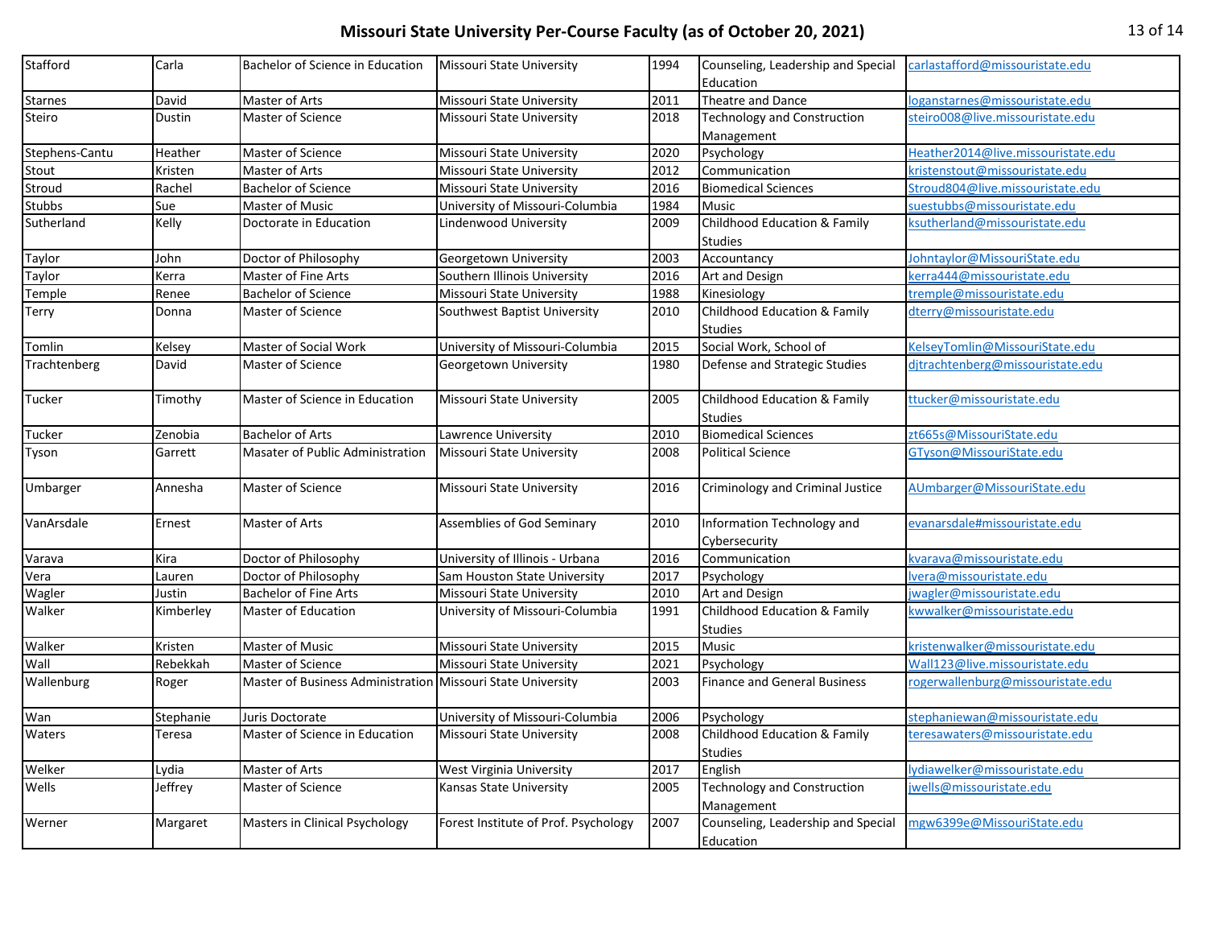# Missouri State University Per-Course Faculty (as of October 20, 2021)

| | | | | | | |
|---|---|---|---|---|---|---|
| Stafford | Carla | Bachelor of Science in Education | Missouri State University | 1994 | Counseling, Leadership and Special Education | carlastafford@missouristate.edu |
| Starnes | David | Master of Arts | Missouri State University | 2011 | Theatre and Dance | loganstarnes@missouristate.edu |
| Steiro | Dustin | Master of Science | Missouri State University | 2018 | Technology and Construction Management | steiro008@live.missouristate.edu |
| Stephens-Cantu | Heather | Master of Science | Missouri State University | 2020 | Psychology | Heather2014@live.missouristate.edu |
| Stout | Kristen | Master of Arts | Missouri State University | 2012 | Communication | kristenstout@missouristate.edu |
| Stroud | Rachel | Bachelor of Science | Missouri State University | 2016 | Biomedical Sciences | Stroud804@live.missouristate.edu |
| Stubbs | Sue | Master of Music | University of Missouri-Columbia | 1984 | Music | suestubbs@missouristate.edu |
| Sutherland | Kelly | Doctorate in Education | Lindenwood University | 2009 | Childhood Education & Family Studies | ksutherland@missouristate.edu |
| Taylor | John | Doctor of Philosophy | Georgetown University | 2003 | Accountancy | Johntaylor@MissouriState.edu |
| Taylor | Kerra | Master of Fine Arts | Southern Illinois University | 2016 | Art and Design | kerra444@missouristate.edu |
| Temple | Renee | Bachelor of Science | Missouri State University | 1988 | Kinesiology | tremple@missouristate.edu |
| Terry | Donna | Master of Science | Southwest Baptist University | 2010 | Childhood Education & Family Studies | dterry@missouristate.edu |
| Tomlin | Kelsey | Master of Social Work | University of Missouri-Columbia | 2015 | Social Work, School of | KelseyTomlin@MissouriState.edu |
| Trachtenberg | David | Master of Science | Georgetown University | 1980 | Defense and Strategic Studies | djtrachtenberg@missouristate.edu |
| Tucker | Timothy | Master of Science in Education | Missouri State University | 2005 | Childhood Education & Family Studies | ttucker@missouristate.edu |
| Tucker | Zenobia | Bachelor of Arts | Lawrence University | 2010 | Biomedical Sciences | zt665s@MissouriState.edu |
| Tyson | Garrett | Masater of Public Administration | Missouri State University | 2008 | Political Science | GTyson@MissouriState.edu |
| Umbarger | Annesha | Master of Science | Missouri State University | 2016 | Criminology and Criminal Justice | AUmbarger@MissouriState.edu |
| VanArsdale | Ernest | Master of Arts | Assemblies of God Seminary | 2010 | Information Technology and Cybersecurity | evanarsdale#missouristate.edu |
| Varava | Kira | Doctor of Philosophy | University of Illinois - Urbana | 2016 | Communication | kvarava@missouristate.edu |
| Vera | Lauren | Doctor of Philosophy | Sam Houston State University | 2017 | Psychology | lvera@missouristate.edu |
| Wagler | Justin | Bachelor of Fine Arts | Missouri State University | 2010 | Art and Design | jwagler@missouristate.edu |
| Walker | Kimberley | Master of Education | University of Missouri-Columbia | 1991 | Childhood Education & Family Studies | kwwalker@missouristate.edu |
| Walker | Kristen | Master of Music | Missouri State University | 2015 | Music | kristenwalker@missouristate.edu |
| Wall | Rebekkah | Master of Science | Missouri State University | 2021 | Psychology | Wall123@live.missouristate.edu |
| Wallenburg | Roger | Master of Business Administration | Missouri State University | 2003 | Finance and General Business | rogerwallenburg@missouristate.edu |
| Wan | Stephanie | Juris Doctorate | University of Missouri-Columbia | 2006 | Psychology | stephaniewan@missouristate.edu |
| Waters | Teresa | Master of Science in Education | Missouri State University | 2008 | Childhood Education & Family Studies | teresawaters@missouristate.edu |
| Welker | Lydia | Master of Arts | West Virginia University | 2017 | English | lydiawelker@missouristate.edu |
| Wells | Jeffrey | Master of Science | Kansas State University | 2005 | Technology and Construction Management | jwells@missouristate.edu |
| Werner | Margaret | Masters in Clinical Psychology | Forest Institute of Prof. Psychology | 2007 | Counseling, Leadership and Special Education | mgw6399e@MissouriState.edu |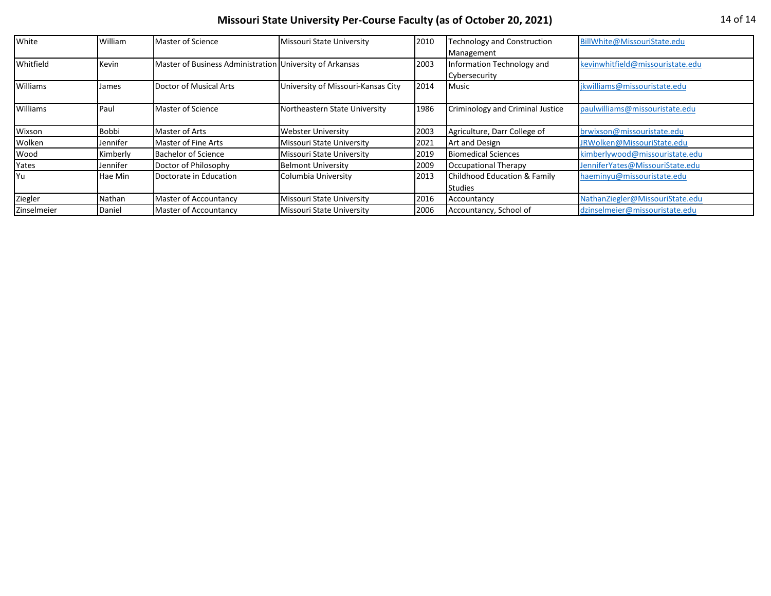| | | | | | | |
|---|---|---|---|---|---|---|
| White | William | Master of Science | Missouri State University | 2010 | Technology and Construction Management | BillWhite@MissouriState.edu |
| Whitfield | Kevin | Master of Business Administration | University of Arkansas | 2003 | Information Technology and Cybersecurity | kevinwhitfield@missouristate.edu |
| Williams | James | Doctor of Musical Arts | University of Missouri-Kansas City | 2014 | Music | jkwilliams@missouristate.edu |
| Williams | Paul | Master of Science | Northeastern State University | 1986 | Criminology and Criminal Justice | paulwilliams@missouristate.edu |
| Wixson | Bobbi | Master of Arts | Webster University | 2003 | Agriculture, Darr College of | brwixson@missouristate.edu |
| Wolken | Jennifer | Master of Fine Arts | Missouri State University | 2021 | Art and Design | JRWolken@MissouriState.edu |
| Wood | Kimberly | Bachelor of Science | Missouri State University | 2019 | Biomedical Sciences | kimberlywood@missouristate.edu |
| Yates | Jennifer | Doctor of Philosophy | Belmont University | 2009 | Occupational Therapy | JenniferYates@MissouriState.edu |
| Yu | Hae Min | Doctorate in Education | Columbia University | 2013 | Childhood Education & Family Studies | haeminyu@missouristate.edu |
| Ziegler | Nathan | Master of Accountancy | Missouri State University | 2016 | Accountancy | NathanZiegler@MissouriState.edu |
| Zinselmeier | Daniel | Master of Accountancy | Missouri State University | 2006 | Accountancy, School of | dzinselmeier@missouristate.edu |